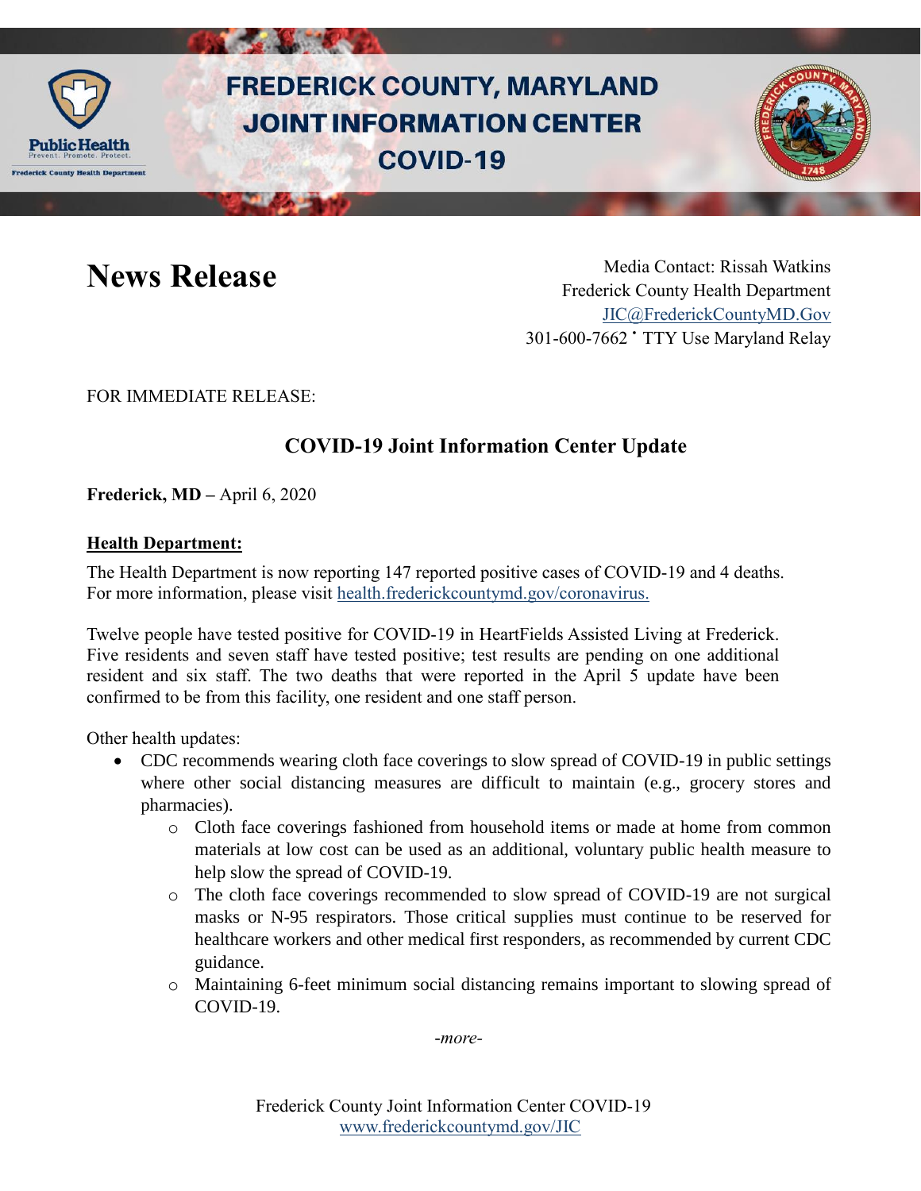# FREDERICK COUNTY, MARYLAND JOINT INFORMATION CENTER COVID-19

## News Release

Media Contact: Rissah Watkins
Frederick County Health Department
JIC@FrederickCountyMD.Gov
301-600-7662 • TTY Use Maryland Relay

FOR IMMEDIATE RELEASE:

### COVID-19 Joint Information Center Update

**Frederick, MD –** April 6, 2020

**Health Department:**

The Health Department is now reporting 147 reported positive cases of COVID-19 and 4 deaths. For more information, please visit health.frederickcountymd.gov/coronavirus.

Twelve people have tested positive for COVID-19 in HeartFields Assisted Living at Frederick. Five residents and seven staff have tested positive; test results are pending on one additional resident and six staff. The two deaths that were reported in the April 5 update have been confirmed to be from this facility, one resident and one staff person.

Other health updates:

- CDC recommends wearing cloth face coverings to slow spread of COVID-19 in public settings where other social distancing measures are difficult to maintain (e.g., grocery stores and pharmacies).
  - Cloth face coverings fashioned from household items or made at home from common materials at low cost can be used as an additional, voluntary public health measure to help slow the spread of COVID-19.
  - The cloth face coverings recommended to slow spread of COVID-19 are not surgical masks or N-95 respirators. Those critical supplies must continue to be reserved for healthcare workers and other medical first responders, as recommended by current CDC guidance.
  - Maintaining 6-feet minimum social distancing remains important to slowing spread of COVID-19.

*-more-*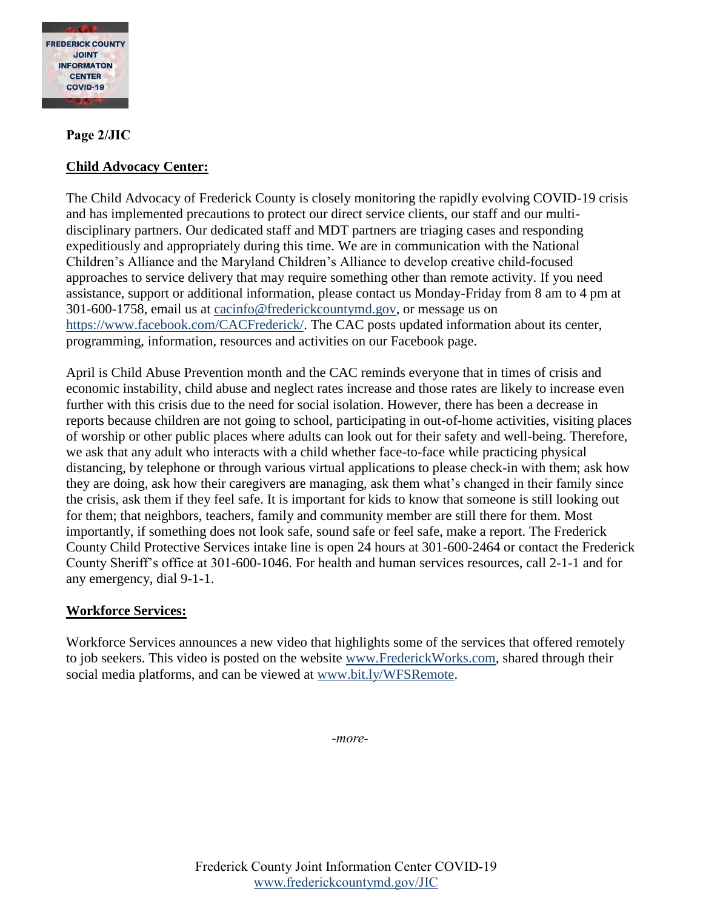**Page 2/JIC**

**Child Advocacy Center:**

The Child Advocacy of Frederick County is closely monitoring the rapidly evolving COVID-19 crisis and has implemented precautions to protect our direct service clients, our staff and our multi-disciplinary partners. Our dedicated staff and MDT partners are triaging cases and responding expeditiously and appropriately during this time. We are in communication with the National Children's Alliance and the Maryland Children's Alliance to develop creative child-focused approaches to service delivery that may require something other than remote activity. If you need assistance, support or additional information, please contact us Monday-Friday from 8 am to 4 pm at 301-600-1758, email us at cacinfo@frederickcountymd.gov, or message us on https://www.facebook.com/CACFrederick/. The CAC posts updated information about its center, programming, information, resources and activities on our Facebook page.

April is Child Abuse Prevention month and the CAC reminds everyone that in times of crisis and economic instability, child abuse and neglect rates increase and those rates are likely to increase even further with this crisis due to the need for social isolation. However, there has been a decrease in reports because children are not going to school, participating in out-of-home activities, visiting places of worship or other public places where adults can look out for their safety and well-being. Therefore, we ask that any adult who interacts with a child whether face-to-face while practicing physical distancing, by telephone or through various virtual applications to please check-in with them; ask how they are doing, ask how their caregivers are managing, ask them what's changed in their family since the crisis, ask them if they feel safe. It is important for kids to know that someone is still looking out for them; that neighbors, teachers, family and community member are still there for them. Most importantly, if something does not look safe, sound safe or feel safe, make a report. The Frederick County Child Protective Services intake line is open 24 hours at 301-600-2464 or contact the Frederick County Sheriff's office at 301-600-1046. For health and human services resources, call 2-1-1 and for any emergency, dial 9-1-1.

**Workforce Services:**

Workforce Services announces a new video that highlights some of the services that offered remotely to job seekers. This video is posted on the website www.FrederickWorks.com, shared through their social media platforms, and can be viewed at www.bit.ly/WFSRemote.

*-more-*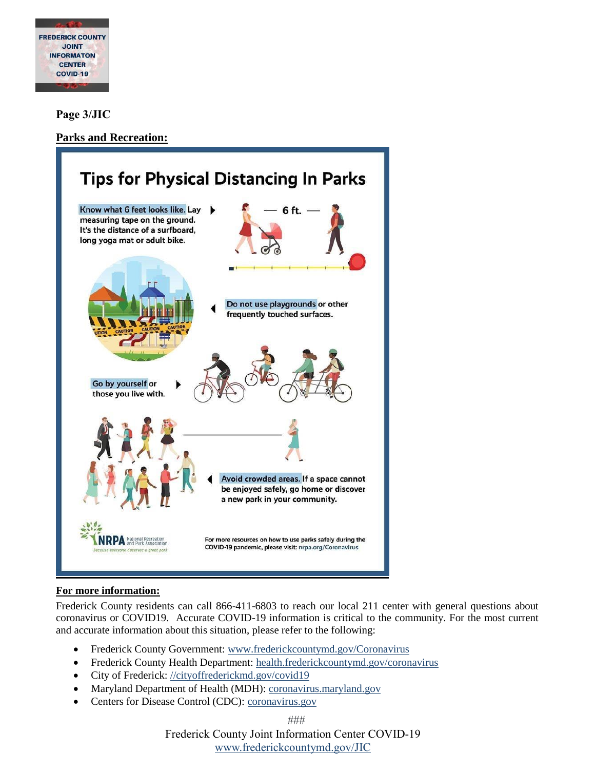FREDERICK COUNTY JOINT INFORMATON CENTER COVID-19

**Page 3/JIC**

**Parks and Recreation:**

## Tips for Physical Distancing In Parks

Know what 6 feet looks like. Lay measuring tape on the ground. It's the distance of a surfboard, long yoga mat or adult bike.

6 ft.

Do not use playgrounds or other frequently touched surfaces.

Go by yourself or those you live with.

Avoid crowded areas. If a space cannot be enjoyed safely, go home or discover a new park in your community.

NRPA National Recreation and Park Association
*Because everyone deserves a great park*

For more resources on how to use parks safely during the COVID-19 pandemic, please visit: nrpa.org/Coronavirus

**For more information:**

Frederick County residents can call 866-411-6803 to reach our local 211 center with general questions about coronavirus or COVID19. Accurate COVID-19 information is critical to the community. For the most current and accurate information about this situation, please refer to the following:

- Frederick County Government: www.frederickcountymd.gov/Coronavirus
- Frederick County Health Department: health.frederickcountymd.gov/coronavirus
- City of Frederick: //cityoffrederickmd.gov/covid19
- Maryland Department of Health (MDH): coronavirus.maryland.gov
- Centers for Disease Control (CDC): coronavirus.gov

###

Frederick County Joint Information Center COVID-19
www.frederickcountymd.gov/JIC